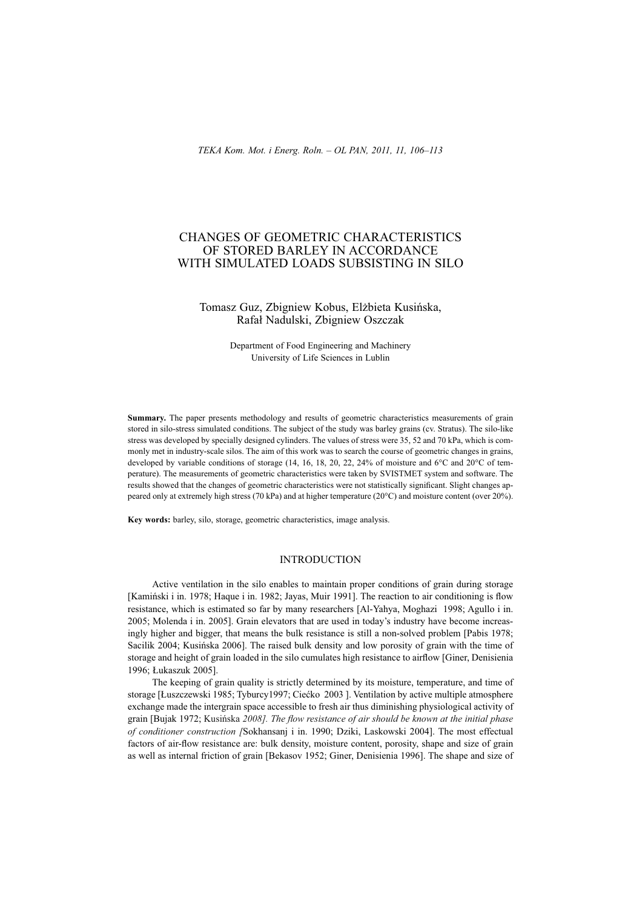# CHANGES OF GEOMETRIC CHARACTERISTICS OF STORED BARLEY IN ACCORDANCE WITH SIMULATED LOADS SUBSISTING IN SILO

Tomasz Guz, Zbigniew Kobus, Elżbieta Kusińska, Rafał Nadulski, Zbigniew Oszczak

Department of Food Engineering and Machinery
University of Life Sciences in Lublin

**Summary.** The paper presents methodology and results of geometric characteristics measurements of grain stored in silo-stress simulated conditions. The subject of the study was barley grains (cv. Stratus). The silo-like stress was developed by specially designed cylinders. The values of stress were 35, 52 and 70 kPa, which is commonly met in industry-scale silos. The aim of this work was to search the course of geometric changes in grains, developed by variable conditions of storage (14, 16, 18, 20, 22, 24% of moisture and 6°C and 20°C of temperature). The measurements of geometric characteristics were taken by SVISTMET system and software. The results showed that the changes of geometric characteristics were not statistically significant. Slight changes appeared only at extremely high stress (70 kPa) and at higher temperature (20°C) and moisture content (over 20%).

**Key words:** barley, silo, storage, geometric characteristics, image analysis.

## INTRODUCTION

Active ventilation in the silo enables to maintain proper conditions of grain during storage [Kamiński i in. 1978; Haque i in. 1982; Jayas, Muir 1991]. The reaction to air conditioning is flow resistance, which is estimated so far by many researchers [Al-Yahya, Moghazi 1998; Agullo i in. 2005; Molenda i in. 2005]. Grain elevators that are used in today's industry have become increasingly higher and bigger, that means the bulk resistance is still a non-solved problem [Pabis 1978; Sacilik 2004; Kusińska 2006]. The raised bulk density and low porosity of grain with the time of storage and height of grain loaded in the silo cumulates high resistance to airflow [Giner, Denisienia 1996; Łukaszuk 2005].

The keeping of grain quality is strictly determined by its moisture, temperature, and time of storage [Łuszczewski 1985; Tyburcy1997; Ciećko 2003 ]. Ventilation by active multiple atmosphere exchange made the intergrain space accessible to fresh air thus diminishing physiological activity of grain [Bujak 1972; Kusińska *2008]. The flow resistance of air should be known at the initial phase of conditioner construction [*Sokhansanj i in. 1990; Dziki, Laskowski 2004]. The most effectual factors of air-flow resistance are: bulk density, moisture content, porosity, shape and size of grain as well as internal friction of grain [Bekasov 1952; Giner, Denisienia 1996]. The shape and size of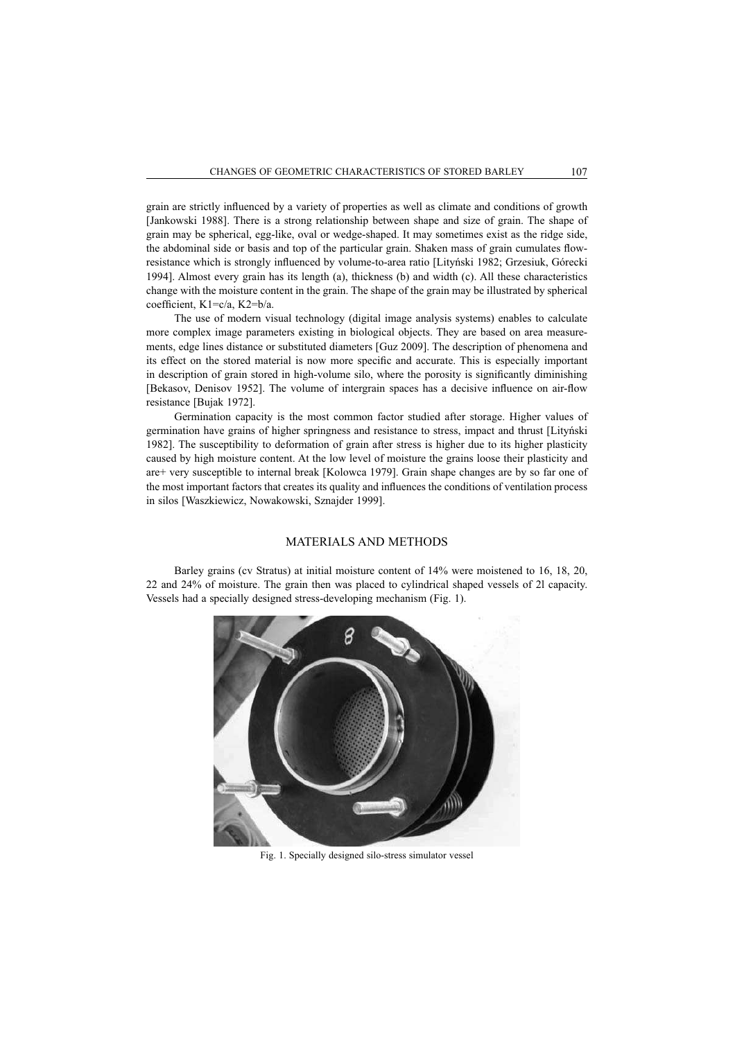grain are strictly influenced by a variety of properties as well as climate and conditions of growth [Jankowski 1988]. There is a strong relationship between shape and size of grain. The shape of grain may be spherical, egg-like, oval or wedge-shaped. It may sometimes exist as the ridge side, the abdominal side or basis and top of the particular grain. Shaken mass of grain cumulates flow-resistance which is strongly influenced by volume-to-area ratio [Lityński 1982; Grzesiuk, Górecki 1994]. Almost every grain has its length (a), thickness (b) and width (c). All these characteristics change with the moisture content in the grain. The shape of the grain may be illustrated by spherical coefficient, $K1=c/a$, $K2=b/a$.

The use of modern visual technology (digital image analysis systems) enables to calculate more complex image parameters existing in biological objects. They are based on area measurements, edge lines distance or substituted diameters [Guz 2009]. The description of phenomena and its effect on the stored material is now more specific and accurate. This is especially important in description of grain stored in high-volume silo, where the porosity is significantly diminishing [Bekasov, Denisov 1952]. The volume of intergrain spaces has a decisive influence on air-flow resistance [Bujak 1972].

Germination capacity is the most common factor studied after storage. Higher values of germination have grains of higher springness and resistance to stress, impact and thrust [Lityński 1982]. The susceptibility to deformation of grain after stress is higher due to its higher plasticity caused by high moisture content. At the low level of moisture the grains loose their plasticity and are+ very susceptible to internal break [Kolowca 1979]. Grain shape changes are by so far one of the most important factors that creates its quality and influences the conditions of ventilation process in silos [Waszkiewicz, Nowakowski, Sznajder 1999].

## MATERIALS AND METHODS

Barley grains (cv Stratus) at initial moisture content of 14% were moistened to 16, 18, 20, 22 and 24% of moisture. The grain then was placed to cylindrical shaped vessels of 2l capacity. Vessels had a specially designed stress-developing mechanism (Fig. 1).

Fig. 1. Specially designed silo-stress simulator vessel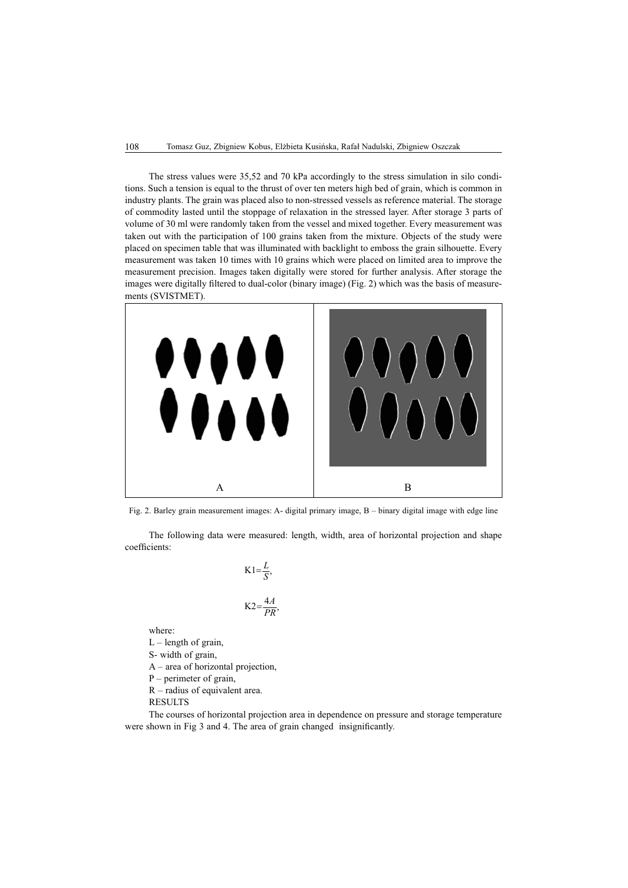The stress values were 35,52 and 70 kPa accordingly to the stress simulation in silo conditions. Such a tension is equal to the thrust of over ten meters high bed of grain, which is common in industry plants. The grain was placed also to non-stressed vessels as reference material. The storage of commodity lasted until the stoppage of relaxation in the stressed layer. After storage 3 parts of volume of 30 ml were randomly taken from the vessel and mixed together. Every measurement was taken out with the participation of 100 grains taken from the mixture. Objects of the study were placed on specimen table that was illuminated with backlight to emboss the grain silhouette. Every measurement was taken 10 times with 10 grains which were placed on limited area to improve the measurement precision. Images taken digitally were stored for further analysis. After storage the images were digitally filtered to dual-color (binary image) (Fig. 2) which was the basis of measurements (SVISTMET).

Fig. 2. Barley grain measurement images: A- digital primary image, B – binary digital image with edge line

The following data were measured: length, width, area of horizontal projection and shape coefficients:

$$K1=\frac{L}{S},$$

$$K2=\frac{4A}{PR},$$

where:

L – length of grain,

S- width of grain,

A – area of horizontal projection,

P – perimeter of grain,

R – radius of equivalent area.

RESULTS

The courses of horizontal projection area in dependence on pressure and storage temperature were shown in Fig 3 and 4. The area of grain changed insignificantly.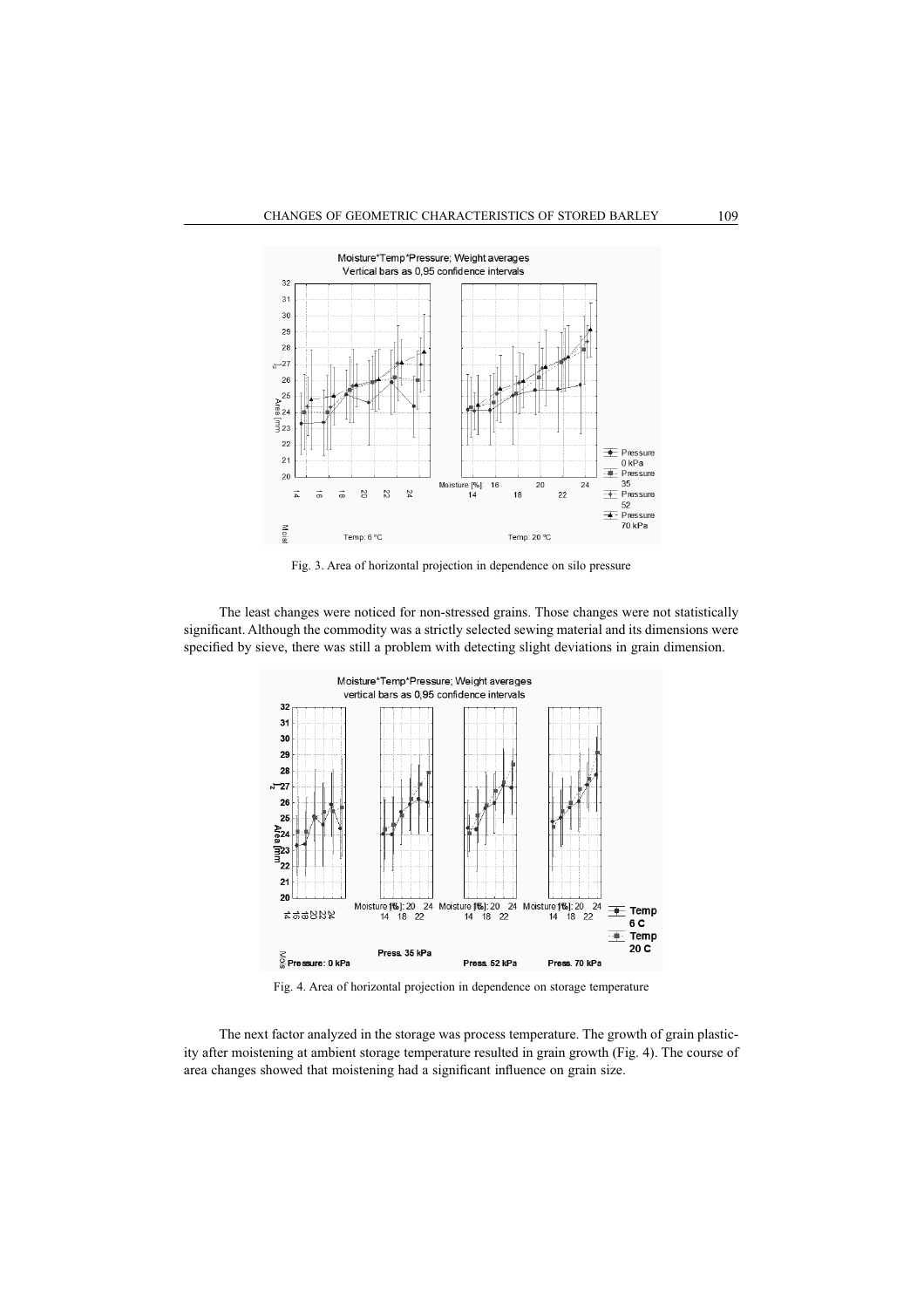Fig. 3. Area of horizontal projection in dependence on silo pressure

The least changes were noticed for non-stressed grains. Those changes were not statistically significant. Although the commodity was a strictly selected sewing material and its dimensions were specified by sieve, there was still a problem with detecting slight deviations in grain dimension.

Fig. 4. Area of horizontal projection in dependence on storage temperature

The next factor analyzed in the storage was process temperature. The growth of grain plasticity after moistening at ambient storage temperature resulted in grain growth (Fig. 4). The course of area changes showed that moistening had a significant influence on grain size.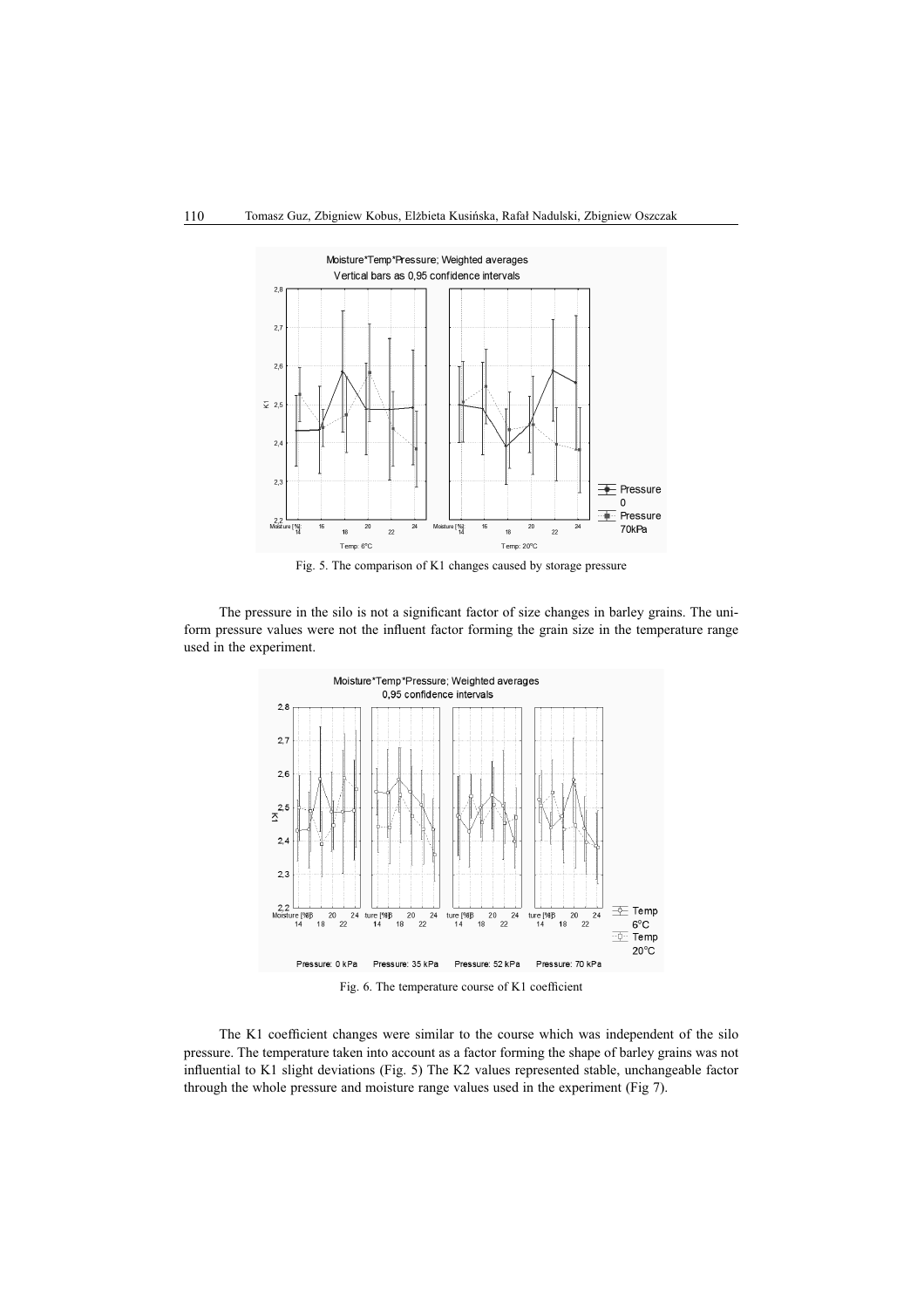Fig. 5. The comparison of K1 changes caused by storage pressure

The pressure in the silo is not a significant factor of size changes in barley grains. The uniform pressure values were not the influent factor forming the grain size in the temperature range used in the experiment.

Fig. 6. The temperature course of K1 coefficient

The K1 coefficient changes were similar to the course which was independent of the silo pressure. The temperature taken into account as a factor forming the shape of barley grains was not influential to K1 slight deviations (Fig. 5) The K2 values represented stable, unchangeable factor through the whole pressure and moisture range values used in the experiment (Fig 7).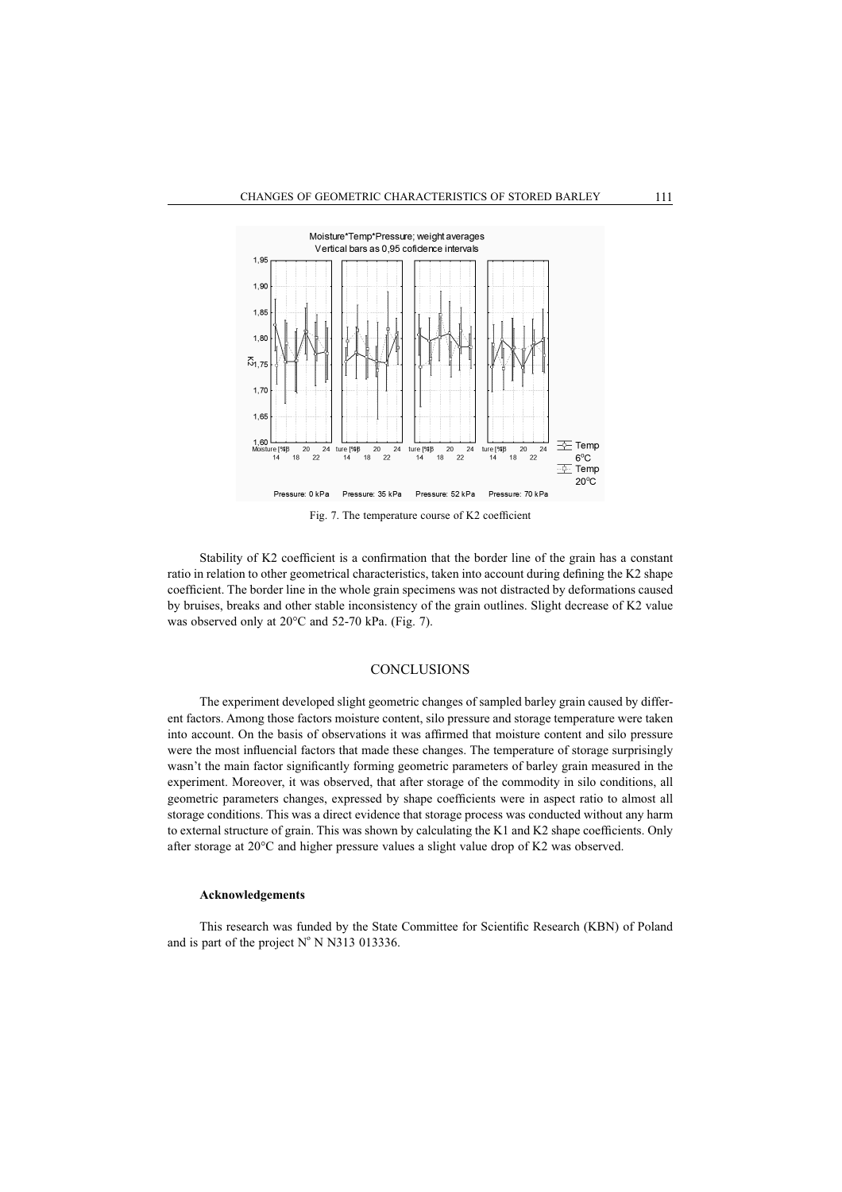Fig. 7. The temperature course of K2 coefficient

Stability of K2 coefficient is a confirmation that the border line of the grain has a constant ratio in relation to other geometrical characteristics, taken into account during defining the K2 shape coefficient. The border line in the whole grain specimens was not distracted by deformations caused by bruises, breaks and other stable inconsistency of the grain outlines. Slight decrease of K2 value was observed only at 20°C and 52-70 kPa. (Fig. 7).

## CONCLUSIONS

The experiment developed slight geometric changes of sampled barley grain caused by different factors. Among those factors moisture content, silo pressure and storage temperature were taken into account. On the basis of observations it was affirmed that moisture content and silo pressure were the most influencial factors that made these changes. The temperature of storage surprisingly wasn't the main factor significantly forming geometric parameters of barley grain measured in the experiment. Moreover, it was observed, that after storage of the commodity in silo conditions, all geometric parameters changes, expressed by shape coefficients were in aspect ratio to almost all storage conditions. This was a direct evidence that storage process was conducted without any harm to external structure of grain. This was shown by calculating the K1 and K2 shape coefficients. Only after storage at 20°C and higher pressure values a slight value drop of K2 was observed.

#### Acknowledgements

This research was funded by the State Committee for Scientific Research (KBN) of Poland and is part of the project N° N N313 013336.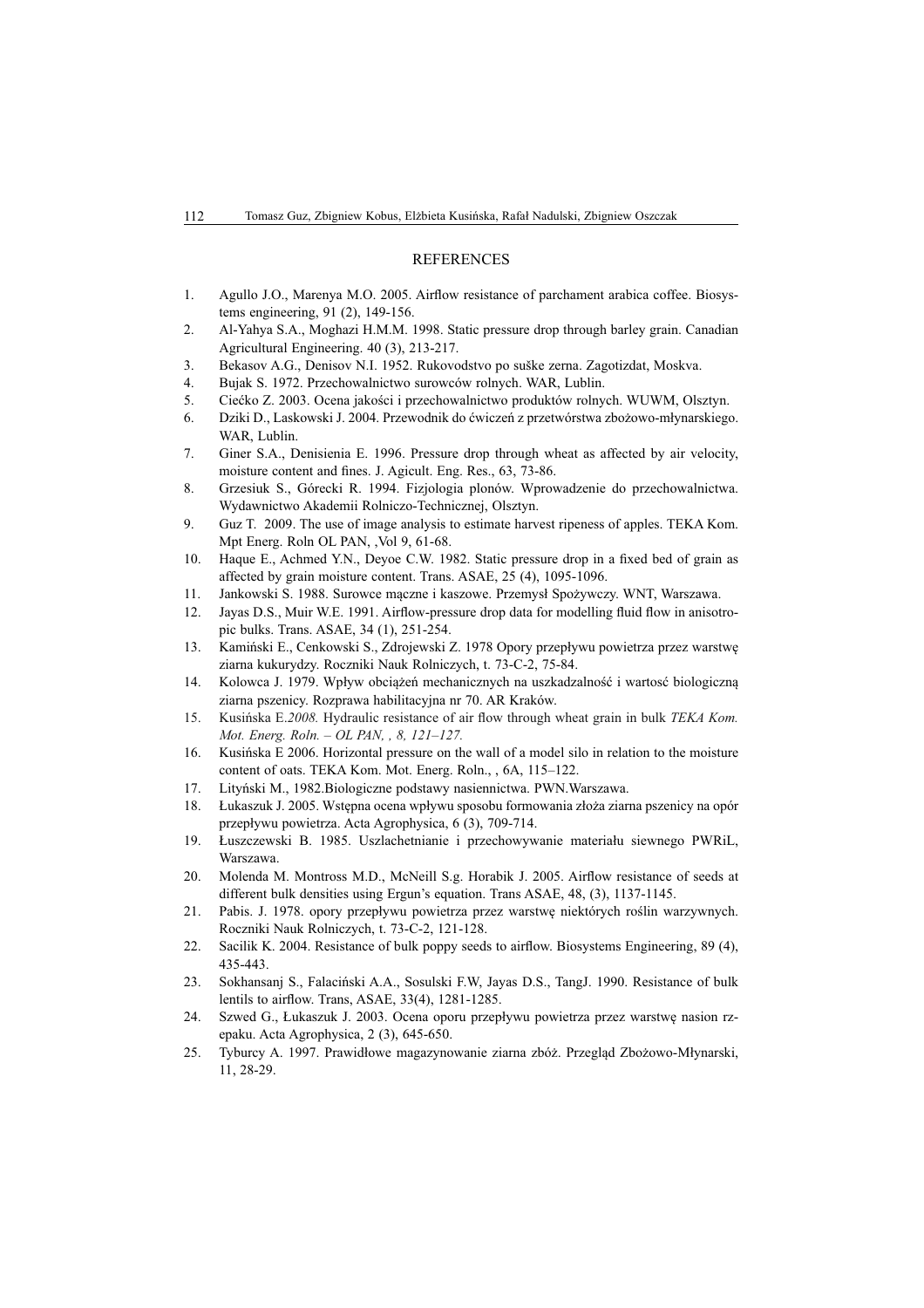## REFERENCES

1. Agullo J.O., Marenya M.O. 2005. Airflow resistance of parchament arabica coffee. Biosystems engineering, 91 (2), 149-156.
2. Al-Yahya S.A., Moghazi H.M.M. 1998. Static pressure drop through barley grain. Canadian Agricultural Engineering. 40 (3), 213-217.
3. Bekasov A.G., Denisov N.I. 1952. Rukovodstvo po suške zerna. Zagotizdat, Moskva.
4. Bujak S. 1972. Przechowalnictwo surowców rolnych. WAR, Lublin.
5. Ciećko Z. 2003. Ocena jakości i przechowalnictwo produktów rolnych. WUWM, Olsztyn.
6. Dziki D., Laskowski J. 2004. Przewodnik do ćwiczeń z przetwórstwa zbożowo-młynarskiego. WAR, Lublin.
7. Giner S.A., Denisienia E. 1996. Pressure drop through wheat as affected by air velocity, moisture content and fines. J. Agicult. Eng. Res., 63, 73-86.
8. Grzesiuk S., Górecki R. 1994. Fizjologia plonów. Wprowadzenie do przechowalnictwa. Wydawnictwo Akademii Rolniczo-Technicznej, Olsztyn.
9. Guz T. 2009. The use of image analysis to estimate harvest ripeness of apples. TEKA Kom. Mpt Energ. Roln OL PAN, ,Vol 9, 61-68.
10. Haque E., Achmed Y.N., Deyoe C.W. 1982. Static pressure drop in a fixed bed of grain as affected by grain moisture content. Trans. ASAE, 25 (4), 1095-1096.
11. Jankowski S. 1988. Surowce mączne i kaszowe. Przemysł Spożywczy. WNT, Warszawa.
12. Jayas D.S., Muir W.E. 1991. Airflow-pressure drop data for modelling fluid flow in anisotropic bulks. Trans. ASAE, 34 (1), 251-254.
13. Kamiński E., Cenkowski S., Zdrojewski Z. 1978 Opory przepływu powietrza przez warstwę ziarna kukurydzy. Roczniki Nauk Rolniczych, t. 73-C-2, 75-84.
14. Kolowca J. 1979. Wpływ obciążeń mechanicznych na uszkadzalność i wartość biologiczną ziarna pszenicy. Rozprawa habilitacyjna nr 70. AR Kraków.
15. Kusińska E.*2008.* Hydraulic resistance of air flow through wheat grain in bulk *TEKA Kom. Mot. Energ. Roln. – OL PAN, , 8, 121–127.*
16. Kusińska E 2006. Horizontal pressure on the wall of a model silo in relation to the moisture content of oats. TEKA Kom. Mot. Energ. Roln., , 6A, 115–122.
17. Lityński M., 1982.Biologiczne podstawy nasiennictwa. PWN.Warszawa.
18. Łukaszuk J. 2005. Wstępna ocena wpływu sposobu formowania złoża ziarna pszenicy na opór przepływu powietrza. Acta Agrophysica, 6 (3), 709-714.
19. Łuszczewski B. 1985. Uszlachetnianie i przechowywanie materiału siewnego PWRiL, Warszawa.
20. Molenda M. Montross M.D., McNeill S.g. Horabik J. 2005. Airflow resistance of seeds at different bulk densities using Ergun's equation. Trans ASAE, 48, (3), 1137-1145.
21. Pabis. J. 1978. opory przepływu powietrza przez warstwę niektórych roślin warzywnych. Roczniki Nauk Rolniczych, t. 73-C-2, 121-128.
22. Sacilik K. 2004. Resistance of bulk poppy seeds to airflow. Biosystems Engineering, 89 (4), 435-443.
23. Sokhansanj S., Falaciński A.A., Sosulski F.W, Jayas D.S., TangJ. 1990. Resistance of bulk lentils to airflow. Trans, ASAE, 33(4), 1281-1285.
24. Szwed G., Łukaszuk J. 2003. Ocena oporu przepływu powietrza przez warstwę nasion rzepaku. Acta Agrophysica, 2 (3), 645-650.
25. Tyburcy A. 1997. Prawidłowe magazynowanie ziarna zbóż. Przegląd Zbożowo-Młynarski, 11, 28-29.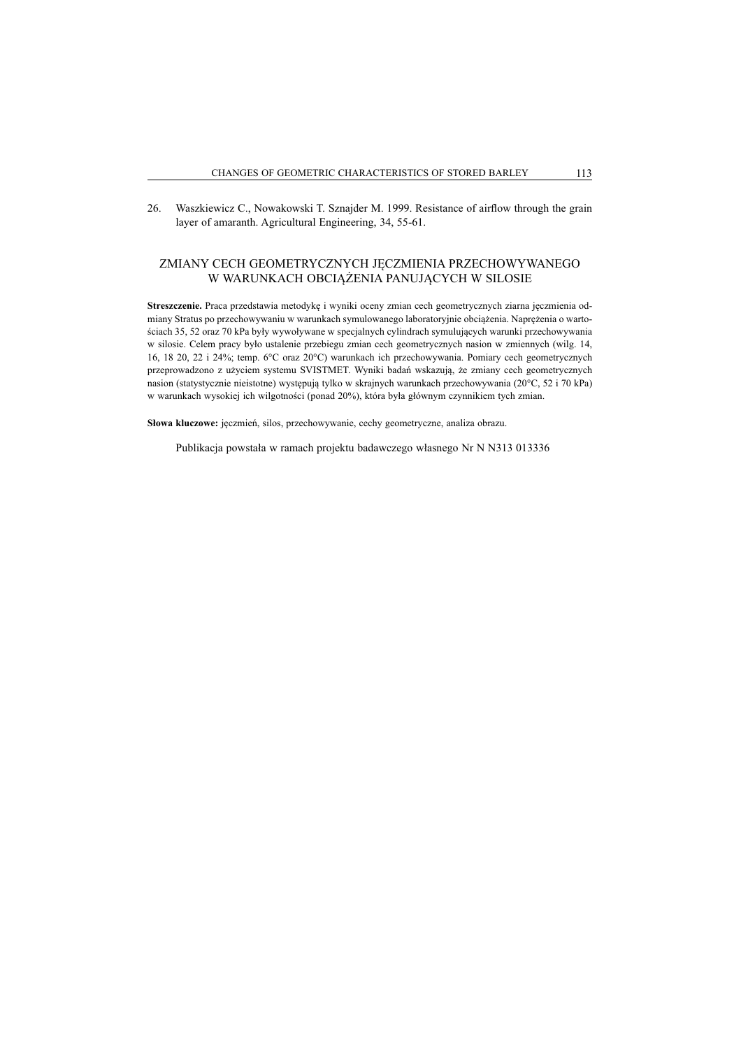26. Waszkiewicz C., Nowakowski T. Sznajder M. 1999. Resistance of airflow through the grain layer of amaranth. Agricultural Engineering, 34, 55-61.

## ZMIANY CECH GEOMETRYCZNYCH JĘCZMIENIA PRZECHOWYWANEGO W WARUNKACH OBCIĄŻENIA PANUJĄCYCH W SILOSIE

**Streszczenie.** Praca przedstawia metodykę i wyniki oceny zmian cech geometrycznych ziarna jęczmienia odmiany Stratus po przechowywaniu w warunkach symulowanego laboratoryjnie obciążenia. Naprężenia o wartościach 35, 52 oraz 70 kPa były wywoływane w specjalnych cylindrach symulujących warunki przechowywania w silosie. Celem pracy było ustalenie przebiegu zmian cech geometrycznych nasion w zmiennych (wilg. 14, 16, 18 20, 22 i 24%; temp. 6°C oraz 20°C) warunkach ich przechowywania. Pomiary cech geometrycznych przeprowadzono z użyciem systemu SVISTMET. Wyniki badań wskazują, że zmiany cech geometrycznych nasion (statystycznie nieistotne) występują tylko w skrajnych warunkach przechowywania (20°C, 52 i 70 kPa) w warunkach wysokiej ich wilgotności (ponad 20%), która była głównym czynnikiem tych zmian.

**Słowa kluczowe:** jęczmień, silos, przechowywanie, cechy geometryczne, analiza obrazu.

Publikacja powstała w ramach projektu badawczego własnego Nr N N313 013336